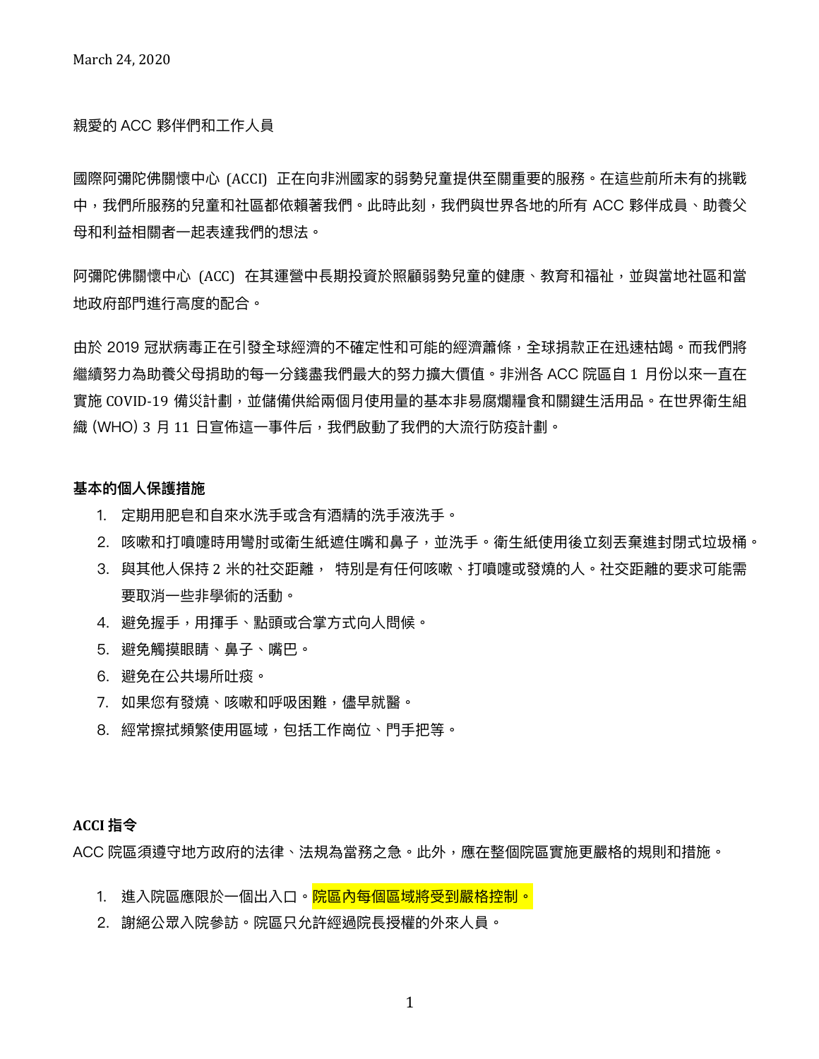March 24, 2020

親愛的 ACC 夥伴們和工作人員

國際阿彌陀佛關懷中心 (ACCI) 正在向非洲國家的弱勢兒童提供至關重要的服務。在這些前所未有的挑戰中，我們所服務的兒童和社區都依賴著我們。此時此刻，我們與世界各地的所有 ACC 夥伴成員、助養父母和利益相關者一起表達我們的想法。

阿彌陀佛關懷中心 (ACC) 在其運營中長期投資於照顧弱勢兒童的健康、教育和福祉，並與當地社區和當地政府部門進行高度的配合。

由於 2019 冠狀病毒正在引發全球經濟的不確定性和可能的經濟蕭條，全球捐款正在迅速枯竭。而我們將繼續努力為助養父母捐助的每一分錢盡我們最大的努力擴大價值。非洲各 ACC 院區自 1 月份以來一直在實施 COVID-19 備災計劃，並儲備供給兩個月使用量的基本非易腐爛糧食和關鍵生活用品。在世界衛生組織 (WHO) 3 月 11 日宣佈這一事件后，我們啟動了我們的大流行防疫計劃。

**基本的個人保護措施**

1. 定期用肥皂和自來水洗手或含有酒精的洗手液洗手。
2. 咳嗽和打噴嚏時用彎肘或衛生紙遮住嘴和鼻子，並洗手。衛生紙使用後立刻丟棄進封閉式垃圾桶。
3. 與其他人保持 2 米的社交距離， 特別是有任何咳嗽、打噴嚏或發燒的人。社交距離的要求可能需要取消一些非學術的活動。
4. 避免握手，用揮手、點頭或合掌方式向人問候。
5. 避免觸摸眼睛、鼻子、嘴巴。
6. 避免在公共場所吐痰。
7. 如果您有發燒、咳嗽和呼吸困難，儘早就醫。
8. 經常擦拭頻繁使用區域，包括工作崗位、門手把等。

**ACCI 指令**

ACC 院區須遵守地方政府的法律、法規為當務之急。此外，應在整個院區實施更嚴格的規則和措施。

1. 進入院區應限於一個出入口。院區內每個區域將受到嚴格控制。
2. 謝絕公眾入院參訪。院區只允許經過院長授權的外來人員。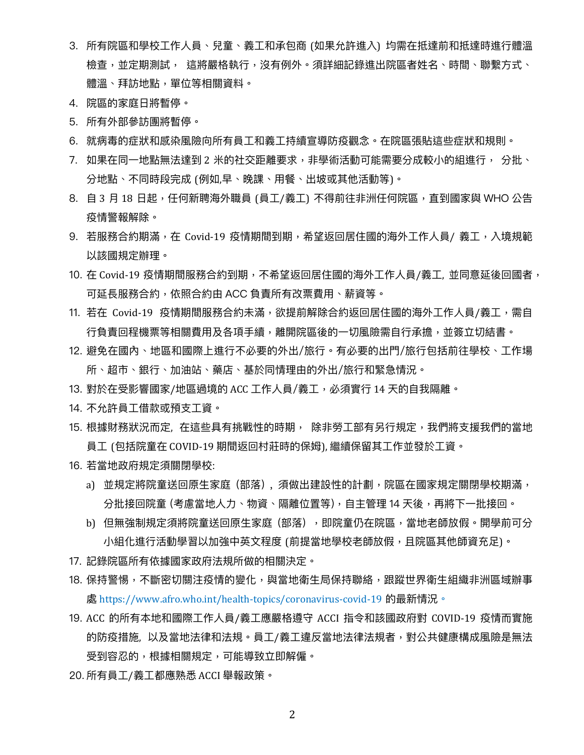3. 所有院區和學校工作人員、兒童、義工和承包商 (如果允許進入) 均需在抵達前和抵達時進行體溫檢查，並定期測試， 這將嚴格執行，沒有例外。須詳細記錄進出院區者姓名、時間、聯繫方式、體溫、拜訪地點，單位等相關資料。
4. 院區的家庭日將暫停。
5. 所有外部參訪團將暫停。
6. 就病毒的症狀和感染風險向所有員工和義工持續宣導防疫觀念。在院區張貼這些症狀和規則。
7. 如果在同一地點無法達到 2 米的社交距離要求，非學術活動可能需要分成較小的組進行， 分批、分地點、不同時段完成 (例如,早、晚課、用餐、出坡或其他活動等)。
8. 自 3 月 18 日起，任何新聘海外職員 (員工/義工) 不得前往非洲任何院區，直到國家與 WHO 公告疫情警報解除。
9. 若服務合約期滿，在 Covid-19 疫情期間到期，希望返回居住國的海外工作人員/ 義工，入境規範以該國規定辦理。
10. 在 Covid-19 疫情期間服務合約到期，不希望返回居住國的海外工作人員/義工, 並同意延後回國者，可延長服務合約，依照合約由 ACC 負責所有改票費用、薪資等。
11. 若在 Covid-19 疫情期間服務合約未滿，欲提前解除合約返回居住國的海外工作人員/義工，需自行負責回程機票等相關費用及各項手續，離開院區後的一切風險需自行承擔，並簽立切結書。
12. 避免在國內、地區和國際上進行不必要的外出/旅行。有必要的出門/旅行包括前往學校、工作場所、超市、銀行、加油站、藥店、基於同情理由的外出/旅行和緊急情況。
13. 對於在受影響國家/地區過境的 ACC 工作人員/義工，必須實行 14 天的自我隔離。
14. 不允許員工借款或預支工資。
15. 根據財務狀況而定, 在這些具有挑戰性的時期， 除非勞工部有另行規定，我們將支援我們的當地員工 (包括院童在 COVID-19 期間返回村莊時的保姆), 繼續保留其工作並發於工資。
16. 若當地政府規定須關閉學校:
    a) 並規定將院童送回原生家庭（部落）, 須做出建設性的計劃，院區在國家規定關閉學校期滿，分批接回院童 (考慮當地人力、物資、隔離位置等)，自主管理 14 天後，再將下一批接回。
    b) 但無強制規定須將院童送回原生家庭（部落） ，即院童仍在院區，當地老師放假。開學前可分小組化進行活動學習以加強中英文程度 (前提當地學校老師放假，且院區其他師資充足)。
17. 記錄院區所有依據國家政府法規所做的相關決定。
18. 保持警惕，不斷密切關注疫情的變化，與當地衛生局保持聯絡，跟蹤世界衛生組織非洲區域辦事處 https://www.afro.who.int/health-topics/coronavirus-covid-19 的最新情況。
19. ACC 的所有本地和國際工作人員/義工應嚴格遵守 ACCI 指令和該國政府對 COVID-19 疫情而實施的防疫措施, 以及當地法律和法規。員工/義工違反當地法律法規者，對公共健康構成風險是無法受到容忍的，根據相關規定，可能導致立即解僱。
20. 所有員工/義工都應熟悉 ACCI 舉報政策。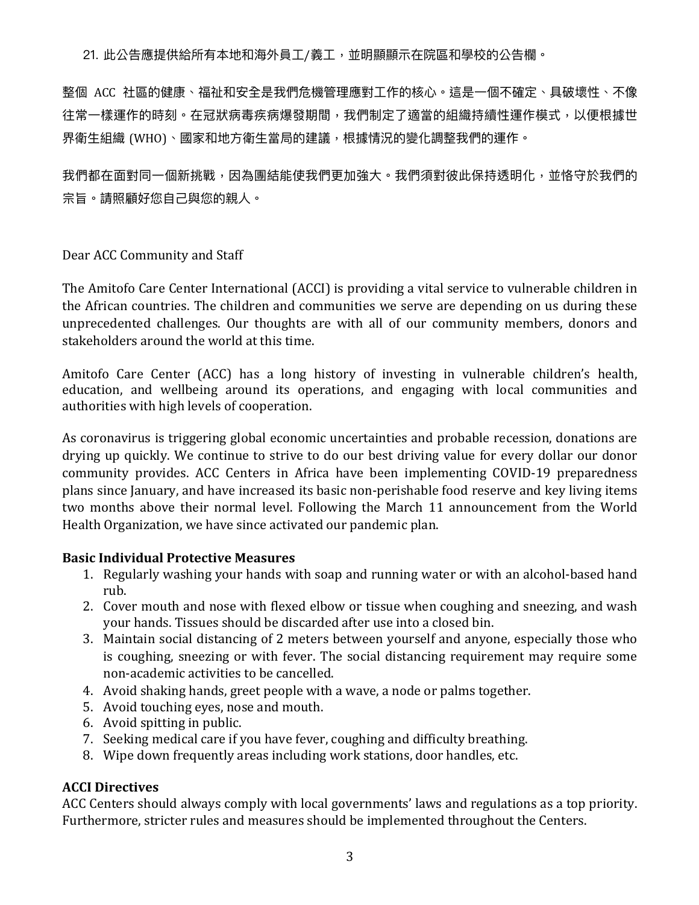21. 此公告應提供給所有本地和海外員工/義工，並明顯顯示在院區和學校的公告欄。

整個 ACC 社區的健康、福祉和安全是我們危機管理應對工作的核心。這是一個不確定、具破壞性、不像往常一樣運作的時刻。在冠狀病毒疾病爆發期間，我們制定了適當的組織持續性運作模式，以便根據世界衛生組織 (WHO)、國家和地方衛生當局的建議，根據情況的變化調整我們的運作。

我們都在面對同一個新挑戰，因為團結能使我們更加強大。我們須對彼此保持透明化，並恪守於我們的宗旨。請照顧好您自己與您的親人。

Dear ACC Community and Staff

The Amitofo Care Center International (ACCI) is providing a vital service to vulnerable children in the African countries. The children and communities we serve are depending on us during these unprecedented challenges. Our thoughts are with all of our community members, donors and stakeholders around the world at this time.

Amitofo Care Center (ACC) has a long history of investing in vulnerable children's health, education, and wellbeing around its operations, and engaging with local communities and authorities with high levels of cooperation.

As coronavirus is triggering global economic uncertainties and probable recession, donations are drying up quickly. We continue to strive to do our best driving value for every dollar our donor community provides. ACC Centers in Africa have been implementing COVID-19 preparedness plans since January, and have increased its basic non-perishable food reserve and key living items two months above their normal level. Following the March 11 announcement from the World Health Organization, we have since activated our pandemic plan.

**Basic Individual Protective Measures**

1. Regularly washing your hands with soap and running water or with an alcohol-based hand rub.
2. Cover mouth and nose with flexed elbow or tissue when coughing and sneezing, and wash your hands. Tissues should be discarded after use into a closed bin.
3. Maintain social distancing of 2 meters between yourself and anyone, especially those who is coughing, sneezing or with fever. The social distancing requirement may require some non-academic activities to be cancelled.
4. Avoid shaking hands, greet people with a wave, a node or palms together.
5. Avoid touching eyes, nose and mouth.
6. Avoid spitting in public.
7. Seeking medical care if you have fever, coughing and difficulty breathing.
8. Wipe down frequently areas including work stations, door handles, etc.

**ACCI Directives**

ACC Centers should always comply with local governments' laws and regulations as a top priority. Furthermore, stricter rules and measures should be implemented throughout the Centers.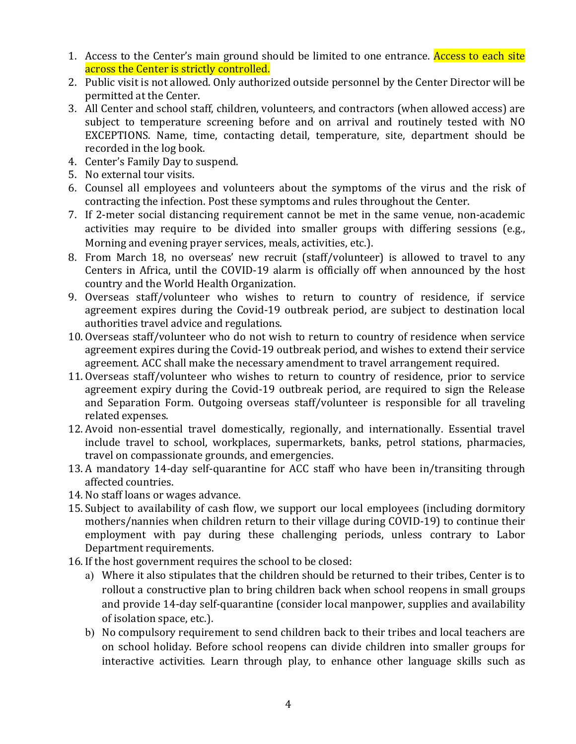1. Access to the Center's main ground should be limited to one entrance. Access to each site across the Center is strictly controlled.
2. Public visit is not allowed. Only authorized outside personnel by the Center Director will be permitted at the Center.
3. All Center and school staff, children, volunteers, and contractors (when allowed access) are subject to temperature screening before and on arrival and routinely tested with NO EXCEPTIONS. Name, time, contacting detail, temperature, site, department should be recorded in the log book.
4. Center's Family Day to suspend.
5. No external tour visits.
6. Counsel all employees and volunteers about the symptoms of the virus and the risk of contracting the infection. Post these symptoms and rules throughout the Center.
7. If 2-meter social distancing requirement cannot be met in the same venue, non-academic activities may require to be divided into smaller groups with differing sessions (e.g., Morning and evening prayer services, meals, activities, etc.).
8. From March 18, no overseas' new recruit (staff/volunteer) is allowed to travel to any Centers in Africa, until the COVID-19 alarm is officially off when announced by the host country and the World Health Organization.
9. Overseas staff/volunteer who wishes to return to country of residence, if service agreement expires during the Covid-19 outbreak period, are subject to destination local authorities travel advice and regulations.
10. Overseas staff/volunteer who do not wish to return to country of residence when service agreement expires during the Covid-19 outbreak period, and wishes to extend their service agreement. ACC shall make the necessary amendment to travel arrangement required.
11. Overseas staff/volunteer who wishes to return to country of residence, prior to service agreement expiry during the Covid-19 outbreak period, are required to sign the Release and Separation Form. Outgoing overseas staff/volunteer is responsible for all traveling related expenses.
12. Avoid non-essential travel domestically, regionally, and internationally. Essential travel include travel to school, workplaces, supermarkets, banks, petrol stations, pharmacies, travel on compassionate grounds, and emergencies.
13. A mandatory 14-day self-quarantine for ACC staff who have been in/transiting through affected countries.
14. No staff loans or wages advance.
15. Subject to availability of cash flow, we support our local employees (including dormitory mothers/nannies when children return to their village during COVID-19) to continue their employment with pay during these challenging periods, unless contrary to Labor Department requirements.
16. If the host government requires the school to be closed:
    a) Where it also stipulates that the children should be returned to their tribes, Center is to rollout a constructive plan to bring children back when school reopens in small groups and provide 14-day self-quarantine (consider local manpower, supplies and availability of isolation space, etc.).
    b) No compulsory requirement to send children back to their tribes and local teachers are on school holiday. Before school reopens can divide children into smaller groups for interactive activities. Learn through play, to enhance other language skills such as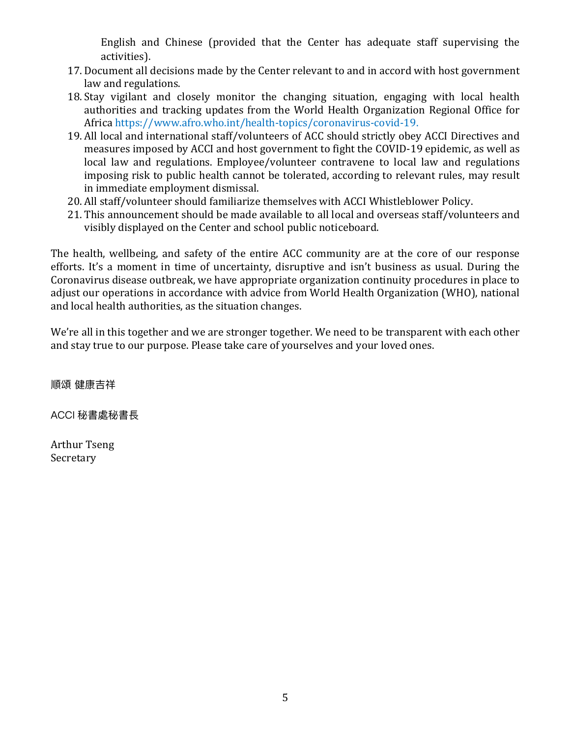English and Chinese (provided that the Center has adequate staff supervising the activities).

17. Document all decisions made by the Center relevant to and in accord with host government law and regulations.
18. Stay vigilant and closely monitor the changing situation, engaging with local health authorities and tracking updates from the World Health Organization Regional Office for Africa https://www.afro.who.int/health-topics/coronavirus-covid-19.
19. All local and international staff/volunteers of ACC should strictly obey ACCI Directives and measures imposed by ACCI and host government to fight the COVID-19 epidemic, as well as local law and regulations. Employee/volunteer contravene to local law and regulations imposing risk to public health cannot be tolerated, according to relevant rules, may result in immediate employment dismissal.
20. All staff/volunteer should familiarize themselves with ACCI Whistleblower Policy.
21. This announcement should be made available to all local and overseas staff/volunteers and visibly displayed on the Center and school public noticeboard.

The health, wellbeing, and safety of the entire ACC community are at the core of our response efforts. It's a moment in time of uncertainty, disruptive and isn't business as usual. During the Coronavirus disease outbreak, we have appropriate organization continuity procedures in place to adjust our operations in accordance with advice from World Health Organization (WHO), national and local health authorities, as the situation changes.

We're all in this together and we are stronger together. We need to be transparent with each other and stay true to our purpose. Please take care of yourselves and your loved ones.

順頌 健康吉祥

ACCI 秘書處秘書長

Arthur Tseng
Secretary